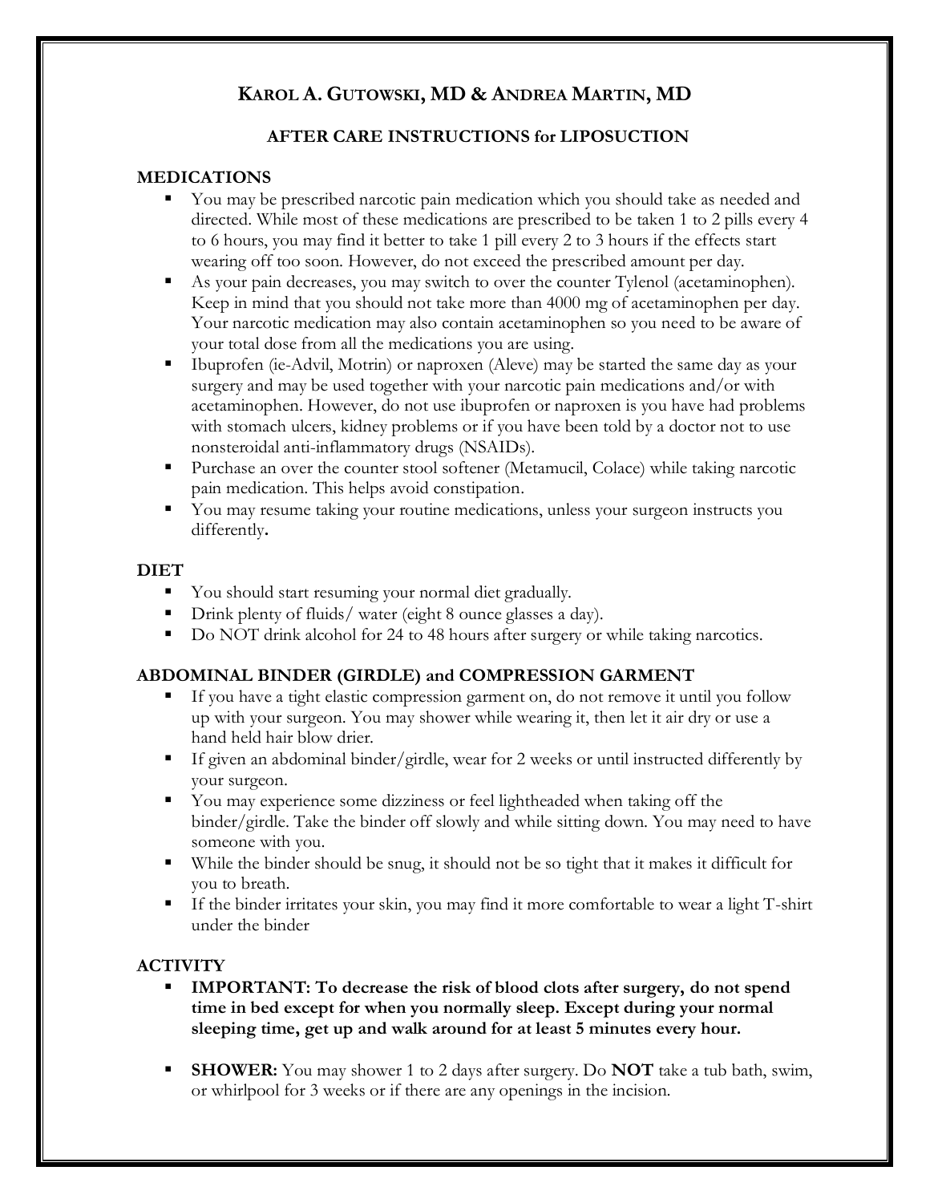# KAROL A. GUTOWSKI, MD & ANDREA MARTIN, MD

## AFTER CARE INSTRUCTIONS for LIPOSUCTION

### MEDICATIONS

- You may be prescribed narcotic pain medication which you should take as needed and directed. While most of these medications are prescribed to be taken 1 to 2 pills every 4 to 6 hours, you may find it better to take 1 pill every 2 to 3 hours if the effects start wearing off too soon. However, do not exceed the prescribed amount per day.
- As your pain decreases, you may switch to over the counter Tylenol (acetaminophen). Keep in mind that you should not take more than 4000 mg of acetaminophen per day. Your narcotic medication may also contain acetaminophen so you need to be aware of your total dose from all the medications you are using.
- Ibuprofen (ie-Advil, Motrin) or naproxen (Aleve) may be started the same day as your surgery and may be used together with your narcotic pain medications and/or with acetaminophen. However, do not use ibuprofen or naproxen is you have had problems with stomach ulcers, kidney problems or if you have been told by a doctor not to use nonsteroidal anti-inflammatory drugs (NSAIDs).
- Purchase an over the counter stool softener (Metamucil, Colace) while taking narcotic pain medication. This helps avoid constipation.
- You may resume taking your routine medications, unless your surgeon instructs you differently**.**

### DIET

- You should start resuming your normal diet gradually.
- Drink plenty of fluids/ water (eight 8 ounce glasses a day).
- Do NOT drink alcohol for 24 to 48 hours after surgery or while taking narcotics.

### ABDOMINAL BINDER (GIRDLE) and COMPRESSION GARMENT

- If you have a tight elastic compression garment on, do not remove it until you follow up with your surgeon. You may shower while wearing it, then let it air dry or use a hand held hair blow drier.
- If given an abdominal binder/girdle, wear for 2 weeks or until instructed differently by your surgeon.
- You may experience some dizziness or feel lightheaded when taking off the binder/girdle. Take the binder off slowly and while sitting down. You may need to have someone with you.
- While the binder should be snug, it should not be so tight that it makes it difficult for you to breath.
- If the binder irritates your skin, you may find it more comfortable to wear a light T-shirt under the binder

### ACTIVITY

- **IMPORTANT: To decrease the risk of blood clots after surgery, do not spend time in bed except for when you normally sleep. Except during your normal sleeping time, get up and walk around for at least 5 minutes every hour.**
- **SHOWER:** You may shower 1 to 2 days after surgery. Do **NOT** take a tub bath, swim, or whirlpool for 3 weeks or if there are any openings in the incision.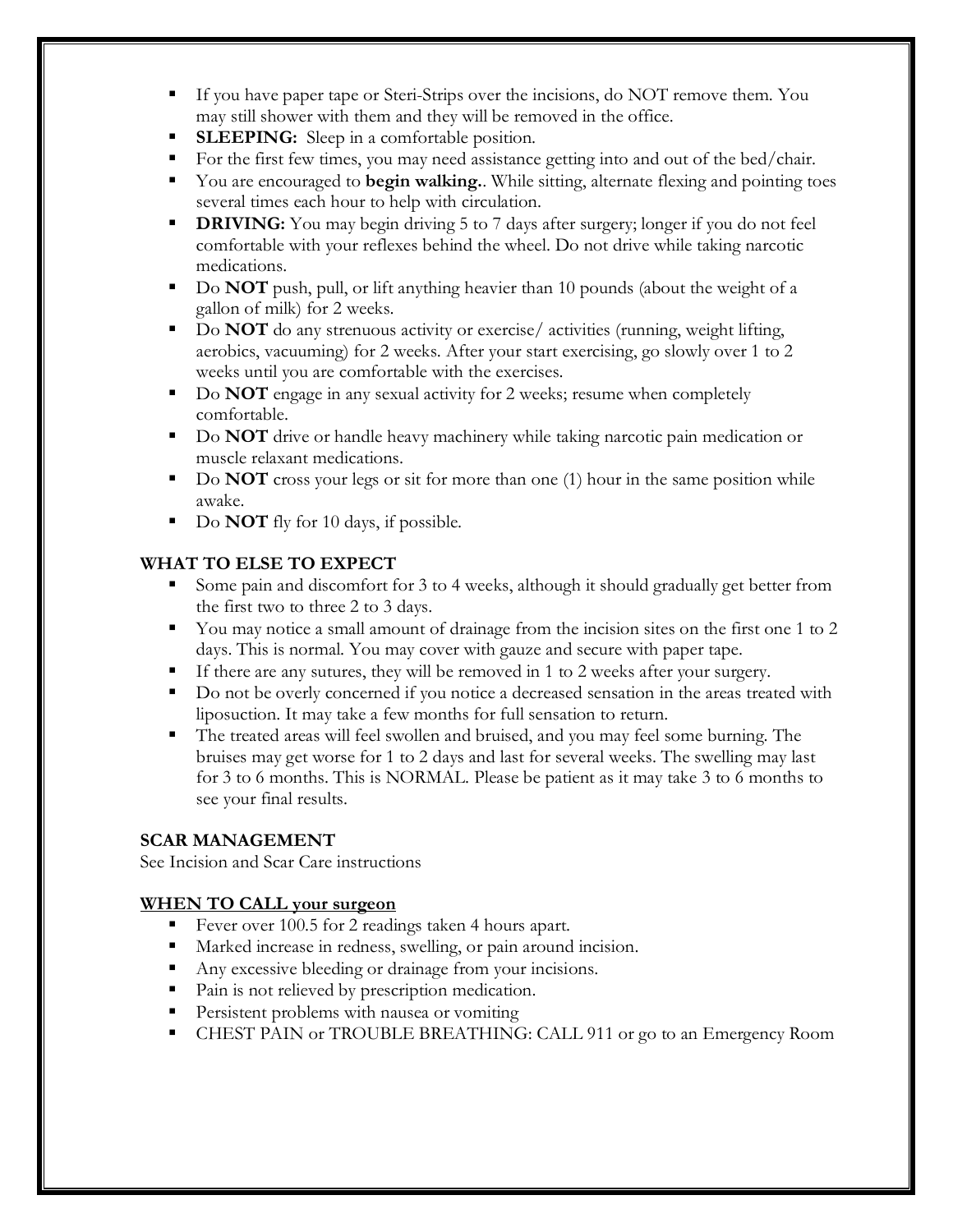- If you have paper tape or Steri-Strips over the incisions, do NOT remove them. You may still shower with them and they will be removed in the office.
- **SLEEPING:** Sleep in a comfortable position.
- For the first few times, you may need assistance getting into and out of the bed/chair.
- You are encouraged to **begin walking.**. While sitting, alternate flexing and pointing toes several times each hour to help with circulation.
- **DRIVING:** You may begin driving 5 to 7 days after surgery; longer if you do not feel comfortable with your reflexes behind the wheel. Do not drive while taking narcotic medications.
- Do **NOT** push, pull, or lift anything heavier than 10 pounds (about the weight of a gallon of milk) for 2 weeks.
- Do **NOT** do any strenuous activity or exercise/ activities (running, weight lifting, aerobics, vacuuming) for 2 weeks. After your start exercising, go slowly over 1 to 2 weeks until you are comfortable with the exercises.
- Do **NOT** engage in any sexual activity for 2 weeks; resume when completely comfortable.
- Do **NOT** drive or handle heavy machinery while taking narcotic pain medication or muscle relaxant medications.
- Do **NOT** cross your legs or sit for more than one (1) hour in the same position while awake.
- Do **NOT** fly for 10 days, if possible.

**WHAT TO ELSE TO EXPECT**

- Some pain and discomfort for 3 to 4 weeks, although it should gradually get better from the first two to three 2 to 3 days.
- You may notice a small amount of drainage from the incision sites on the first one 1 to 2 days. This is normal. You may cover with gauze and secure with paper tape.
- If there are any sutures, they will be removed in 1 to 2 weeks after your surgery.
- Do not be overly concerned if you notice a decreased sensation in the areas treated with liposuction. It may take a few months for full sensation to return.
- The treated areas will feel swollen and bruised, and you may feel some burning. The bruises may get worse for 1 to 2 days and last for several weeks. The swelling may last for 3 to 6 months. This is NORMAL. Please be patient as it may take 3 to 6 months to see your final results.

**SCAR MANAGEMENT**

See Incision and Scar Care instructions

**WHEN TO CALL your surgeon**

- Fever over 100.5 for 2 readings taken 4 hours apart.
- Marked increase in redness, swelling, or pain around incision.
- Any excessive bleeding or drainage from your incisions.
- Pain is not relieved by prescription medication.
- Persistent problems with nausea or vomiting
- CHEST PAIN or TROUBLE BREATHING: CALL 911 or go to an Emergency Room